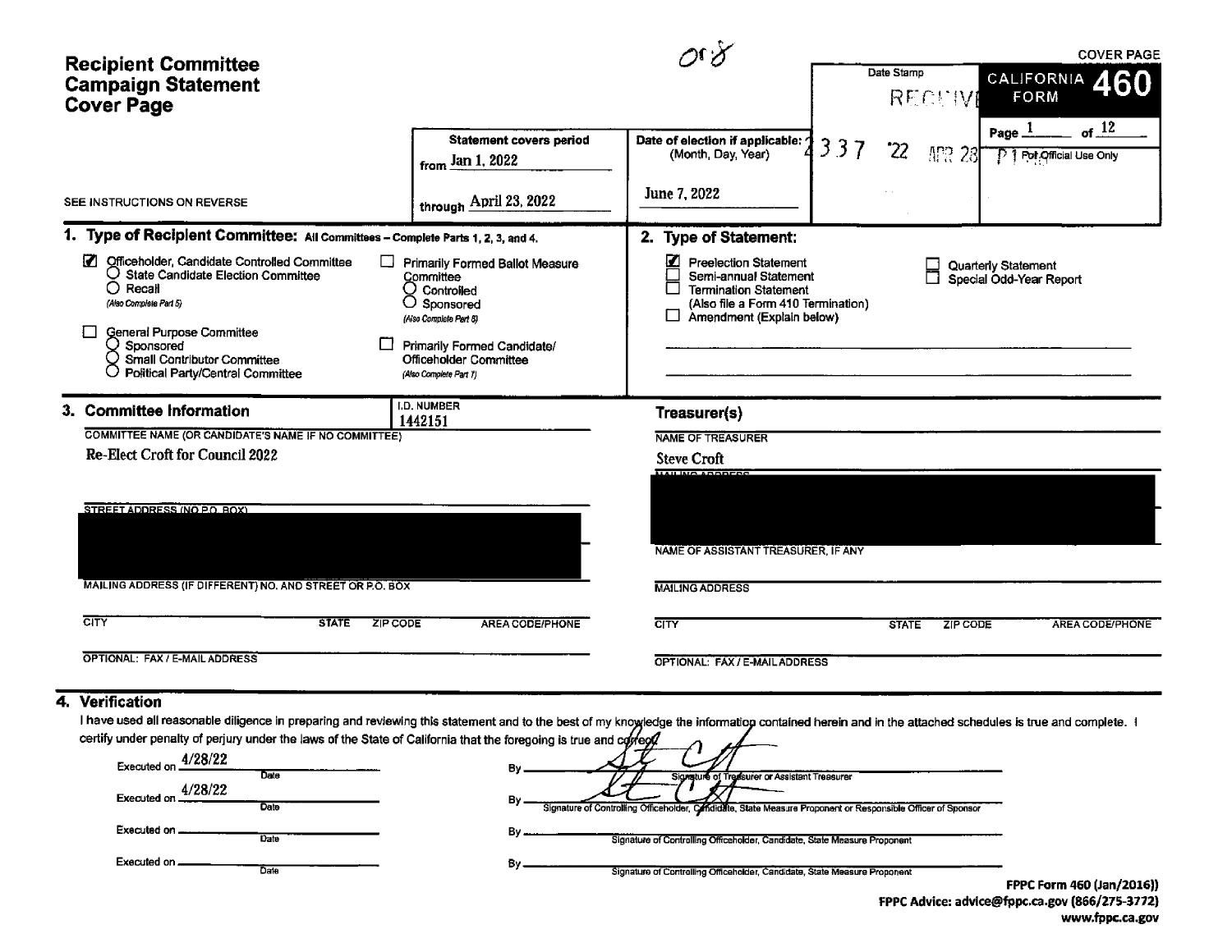# Recipient Committee Campaign Statement Cover Page

COVER PAGE

**CALIFORNIA FORM 460**

Page 1 of 12

For Official Use Only

Date Stamp: RECEIVED 4337 '22 APR 28 P1

SEE INSTRUCTIONS ON REVERSE

**Statement covers period**
from Jan 1, 2022
through April 23, 2022

**Date of election if applicable:** (Month, Day, Year)
June 7, 2022

## 1. Type of Recipient Committee: All Committees – Complete Parts 1, 2, 3, and 4.

- [x] Officeholder, Candidate Controlled Committee
  - ○ State Candidate Election Committee
  - ○ Recall
  - *(Also Complete Part 5)*
- [ ] General Purpose Committee
  - ○ Sponsored
  - ○ Small Contributor Committee
  - ○ Political Party/Central Committee
- [ ] Primarily Formed Ballot Measure Committee
  - ○ Controlled
  - ○ Sponsored
  - *(Also Complete Part 6)*
- [ ] Primarily Formed Candidate/Officeholder Committee
  - *(Also Complete Part 7)*

## 2. Type of Statement:

- [x] Preelection Statement
- [ ] Semi-annual Statement
- [ ] Termination Statement (Also file a Form 410 Termination)
- [ ] Amendment (Explain below)
- [ ] Quarterly Statement
- [ ] Special Odd-Year Report

## 3. Committee Information

I.D. NUMBER: 1442151

COMMITTEE NAME (OR CANDIDATE'S NAME IF NO COMMITTEE): Re-Elect Croft for Council 2022

STREET ADDRESS (NO P.O. BOX): [REDACTED]

MAILING ADDRESS (IF DIFFERENT) NO. AND STREET OR P.O. BOX:

CITY | STATE | ZIP CODE | AREA CODE/PHONE

OPTIONAL: FAX / E-MAIL ADDRESS

### Treasurer(s)

NAME OF TREASURER: Steve Croft

MAILING ADDRESS: [REDACTED]

NAME OF ASSISTANT TREASURER, IF ANY:

MAILING ADDRESS:

CITY | STATE | ZIP CODE | AREA CODE/PHONE

OPTIONAL: FAX / E-MAIL ADDRESS

## 4. Verification

I have used all reasonable diligence in preparing and reviewing this statement and to the best of my knowledge the information contained herein and in the attached schedules is true and complete. I certify under penalty of perjury under the laws of the State of California that the foregoing is true and correct.

Executed on 4/28/22 (Date) By [signature] Signature of Treasurer or Assistant Treasurer

Executed on 4/28/22 (Date) By [signature] Signature of Controlling Officeholder, Candidate, State Measure Proponent or Responsible Officer of Sponsor

Executed on ________ (Date) By ________ Signature of Controlling Officeholder, Candidate, State Measure Proponent

Executed on ________ (Date) By ________ Signature of Controlling Officeholder, Candidate, State Measure Proponent

FPPC Form 460 (Jan/2016))
FPPC Advice: advice@fppc.ca.gov (866/275-3772)
www.fppc.ca.gov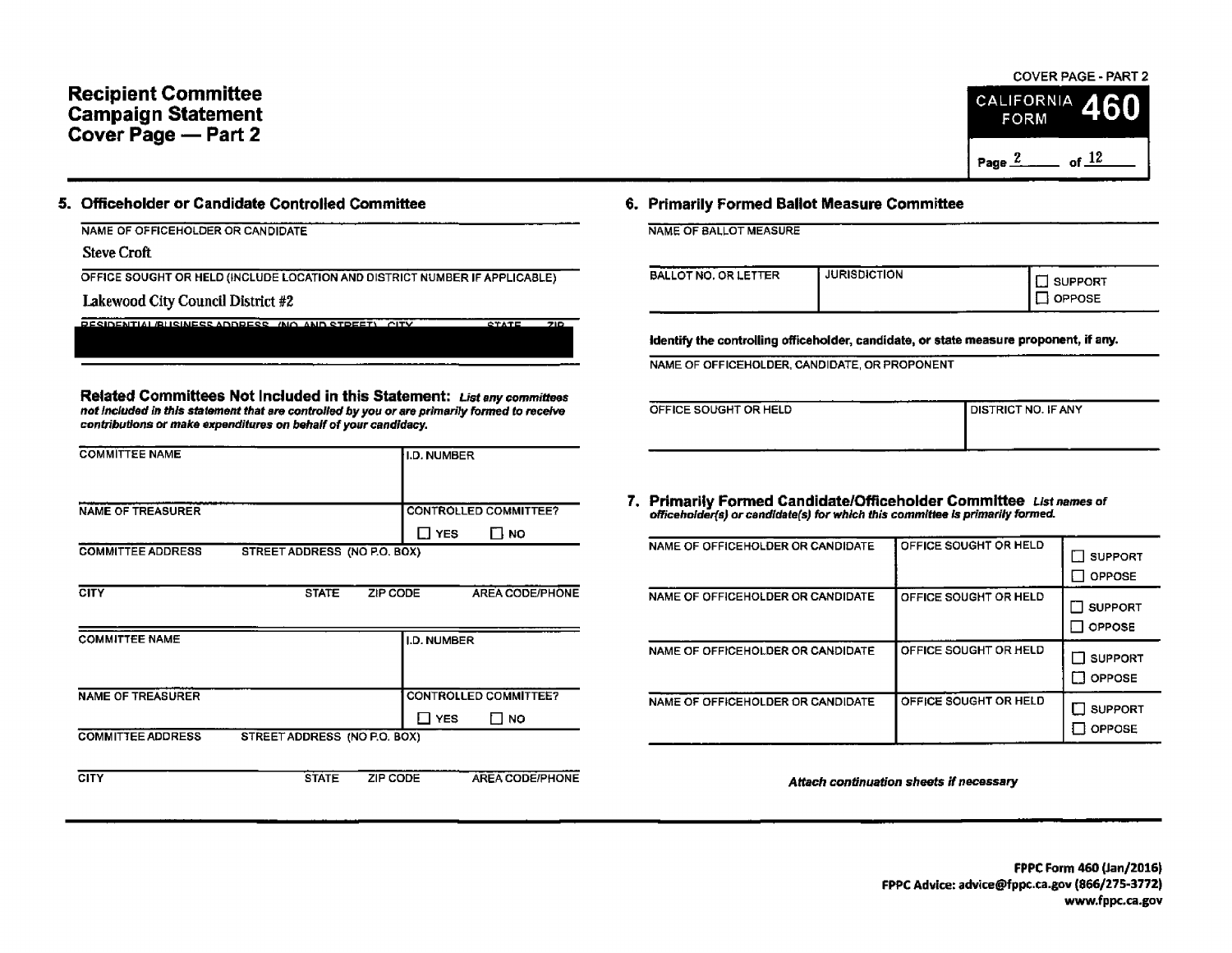# Recipient Committee Campaign Statement Cover Page — Part 2

COVER PAGE - PART 2

CALIFORNIA FORM **460**

## 5. Officeholder or Candidate Controlled Committee

NAME OF OFFICEHOLDER OR CANDIDATE

Steve Croft

OFFICE SOUGHT OR HELD (INCLUDE LOCATION AND DISTRICT NUMBER IF APPLICABLE)

Lakewood City Council District #2

RESIDENTIAL/BUSINESS ADDRESS (NO. AND STREET) CITY STATE ZIP

**Related Committees Not Included in this Statement:** ***List any committees not included in this statement that are controlled by you or are primarily formed to receive contributions or make expenditures on behalf of your candidacy.***

| COMMITTEE NAME | | | | I.D. NUMBER |
|---|---|---|---|---|
| NAME OF TREASURER | | | | CONTROLLED COMMITTEE? ☐ YES ☐ NO |
| COMMITTEE ADDRESS | STREET ADDRESS (NO P.O. BOX) | | | |
| CITY | STATE | ZIP CODE | | AREA CODE/PHONE |

| COMMITTEE NAME | | | | I.D. NUMBER |
|---|---|---|---|---|
| NAME OF TREASURER | | | | CONTROLLED COMMITTEE? ☐ YES ☐ NO |
| COMMITTEE ADDRESS | STREET ADDRESS (NO P.O. BOX) | | | |
| CITY | STATE | ZIP CODE | | AREA CODE/PHONE |

## 6. Primarily Formed Ballot Measure Committee

NAME OF BALLOT MEASURE

| BALLOT NO. OR LETTER | JURISDICTION | ☐ SUPPORT ☐ OPPOSE |
|---|---|---|

**Identify the controlling officeholder, candidate, or state measure proponent, if any.**

NAME OF OFFICEHOLDER, CANDIDATE, OR PROPONENT

| OFFICE SOUGHT OR HELD | DISTRICT NO. IF ANY |
|---|---|

## 7. Primarily Formed Candidate/Officeholder Committee

***List names of officeholder(s) or candidate(s) for which this committee is primarily formed.***

| NAME OF OFFICEHOLDER OR CANDIDATE | OFFICE SOUGHT OR HELD | ☐ SUPPORT ☐ OPPOSE |
|---|---|---|
| NAME OF OFFICEHOLDER OR CANDIDATE | OFFICE SOUGHT OR HELD | ☐ SUPPORT ☐ OPPOSE |
| NAME OF OFFICEHOLDER OR CANDIDATE | OFFICE SOUGHT OR HELD | ☐ SUPPORT ☐ OPPOSE |
| NAME OF OFFICEHOLDER OR CANDIDATE | OFFICE SOUGHT OR HELD | ☐ SUPPORT ☐ OPPOSE |

***Attach continuation sheets if necessary***

**FPPC Form 460 (Jan/2016)**
**FPPC Advice: advice@fppc.ca.gov (866/275-3772)**
**www.fppc.ca.gov**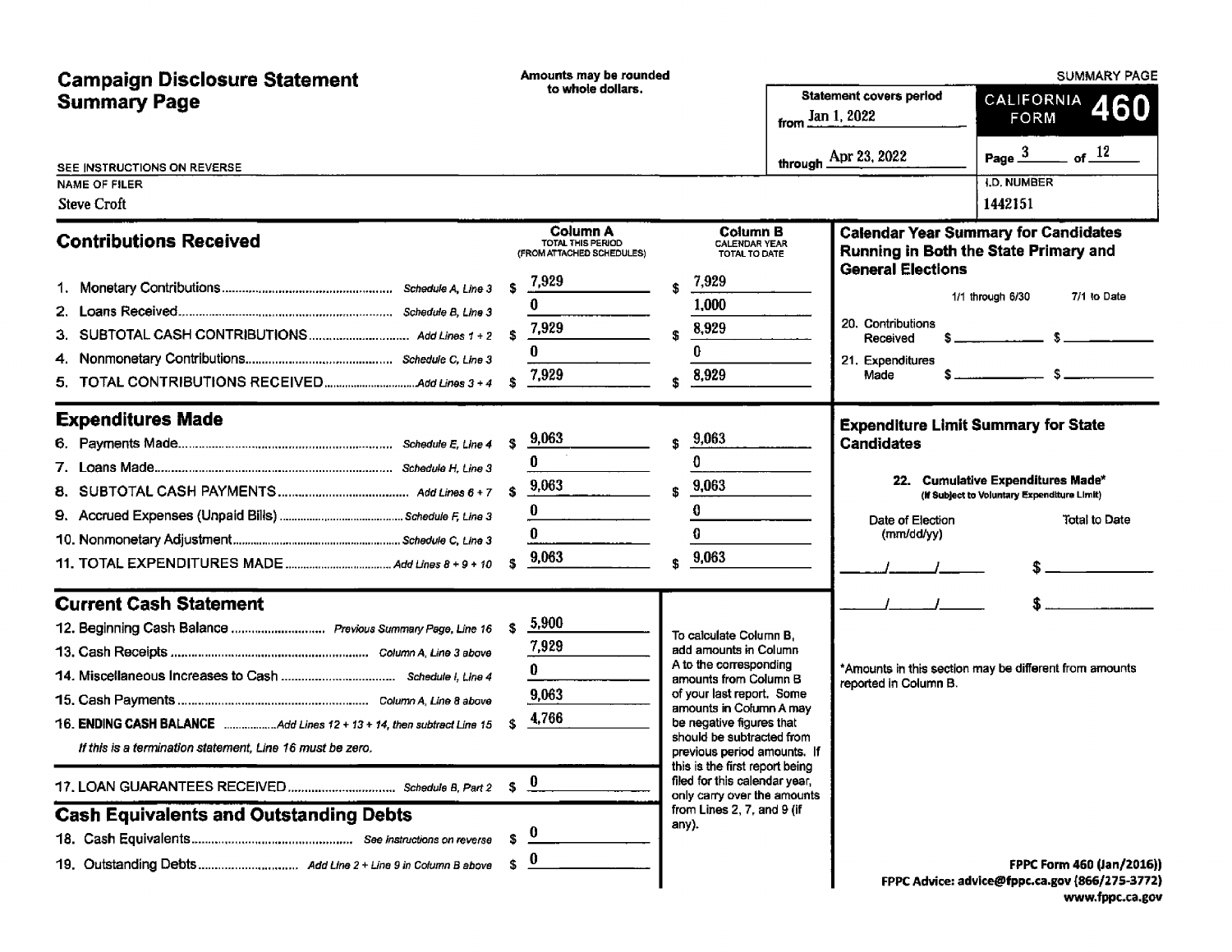# Campaign Disclosure Statement Summary Page

Amounts may be rounded to whole dollars.

SUMMARY PAGE

**CALIFORNIA FORM 460**

Statement covers period from Jan 1, 2022 through Apr 23, 2022

Page 3 of 12

SEE INSTRUCTIONS ON REVERSE

NAME OF FILER: Steve Croft

I.D. NUMBER: 1442151

## Contributions Received

| | | Column A TOTAL THIS PERIOD (FROM ATTACHED SCHEDULES) | Column B CALENDAR YEAR TOTAL TO DATE |
|---|---|---|---|
| 1. Monetary Contributions | Schedule A, Line 3 | $ 7,929 | $ 7,929 |
| 2. Loans Received | Schedule B, Line 3 | 0 | 1,000 |
| 3. SUBTOTAL CASH CONTRIBUTIONS | Add Lines 1 + 2 | $ 7,929 | $ 8,929 |
| 4. Nonmonetary Contributions | Schedule C, Line 3 | 0 | 0 |
| 5. TOTAL CONTRIBUTIONS RECEIVED | Add Lines 3 + 4 | $ 7,929 | $ 8,929 |

## Expenditures Made

| | | Column A | Column B |
|---|---|---|---|
| 6. Payments Made | Schedule E, Line 4 | $ 9,063 | $ 9,063 |
| 7. Loans Made | Schedule H, Line 3 | 0 | 0 |
| 8. SUBTOTAL CASH PAYMENTS | Add Lines 6 + 7 | $ 9,063 | $ 9,063 |
| 9. Accrued Expenses (Unpaid Bills) | Schedule F, Line 3 | 0 | 0 |
| 10. Nonmonetary Adjustment | Schedule C, Line 3 | 0 | 0 |
| 11. TOTAL EXPENDITURES MADE | Add Lines 8 + 9 + 10 | $ 9,063 | $ 9,063 |

## Current Cash Statement

| | | |
|---|---|---|
| 12. Beginning Cash Balance | Previous Summary Page, Line 16 | $ 5,900 |
| 13. Cash Receipts | Column A, Line 3 above | 7,929 |
| 14. Miscellaneous Increases to Cash | Schedule I, Line 4 | 0 |
| 15. Cash Payments | Column A, Line 8 above | 9,063 |
| 16. **ENDING CASH BALANCE** | Add Lines 12 + 13 + 14, then subtract Line 15 | $ 4,766 |

*If this is a termination statement, Line 16 must be zero.*

| | | |
|---|---|---|
| 17. LOAN GUARANTEES RECEIVED | Schedule B, Part 2 | $ 0 |

To calculate Column B, add amounts in Column A to the corresponding amounts from Column B of your last report. Some amounts in Column A may be negative figures that should be subtracted from previous period amounts. If this is the first report being filed for this calendar year, only carry over the amounts from Lines 2, 7, and 9 (if any).

## Cash Equivalents and Outstanding Debts

| | | |
|---|---|---|
| 18. Cash Equivalents | See instructions on reverse | $ 0 |
| 19. Outstanding Debts | Add Line 2 + Line 9 in Column B above | $ 0 |

## Calendar Year Summary for Candidates Running in Both the State Primary and General Elections

| | 1/1 through 6/30 | 7/1 to Date |
|---|---|---|
| 20. Contributions Received | $ | $ |
| 21. Expenditures Made | $ | $ |

## Expenditure Limit Summary for State Candidates

22. Cumulative Expenditures Made* (If Subject to Voluntary Expenditure Limit)

| Date of Election (mm/dd/yy) | Total to Date |
|---|---|
| / / | $ |
| / / | $ |

*Amounts in this section may be different from amounts reported in Column B.

FPPC Form 460 (Jan/2016))
FPPC Advice: advice@fppc.ca.gov (866/275-3772)
www.fppc.ca.gov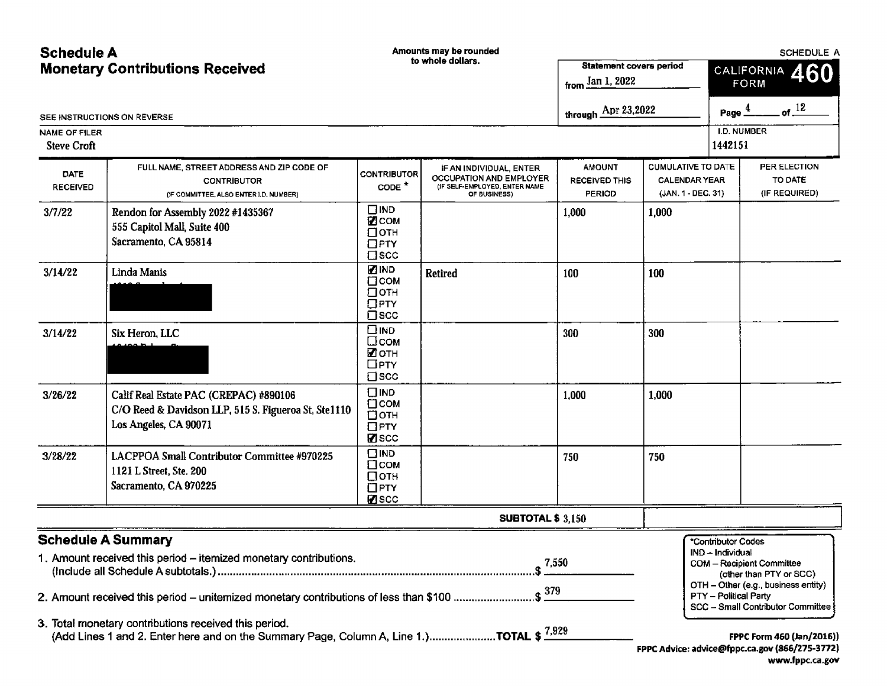# Schedule A
## Monetary Contributions Received

Amounts may be rounded to whole dollars.

SEE INSTRUCTIONS ON REVERSE

Statement covers period from Jan 1, 2022 through Apr 23,2022

CALIFORNIA FORM **460**

SCHEDULE A

Page 4 of 12

NAME OF FILER: Steve Croft

I.D. NUMBER: 1442151

| DATE RECEIVED | FULL NAME, STREET ADDRESS AND ZIP CODE OF CONTRIBUTOR (IF COMMITTEE, ALSO ENTER I.D. NUMBER) | CONTRIBUTOR CODE * | IF AN INDIVIDUAL, ENTER OCCUPATION AND EMPLOYER (IF SELF-EMPLOYED, ENTER NAME OF BUSINESS) | AMOUNT RECEIVED THIS PERIOD | CUMULATIVE TO DATE CALENDAR YEAR (JAN. 1 - DEC. 31) | PER ELECTION TO DATE (IF REQUIRED) |
|---|---|---|---|---|---|---|
| 3/7/22 | Rendon for Assembly 2022 #1435367<br>555 Capitol Mall, Suite 400<br>Sacramento, CA 95814 | ☐ IND ☑ COM ☐ OTH ☐ PTY ☐ SCC | | 1,000 | 1,000 | |
| 3/14/22 | Linda Manis<br>[REDACTED] | ☑ IND ☐ COM ☐ OTH ☐ PTY ☐ SCC | Retired | 100 | 100 | |
| 3/14/22 | Six Heron, LLC<br>[REDACTED] | ☐ IND ☐ COM ☑ OTH ☐ PTY ☐ SCC | | 300 | 300 | |
| 3/26/22 | Calif Real Estate PAC (CREPAC) #890106<br>C/O Reed & Davidson LLP, 515 S. Figueroa St, Ste1110<br>Los Angeles, CA 90071 | ☐ IND ☐ COM ☐ OTH ☐ PTY ☑ SCC | | 1,000 | 1,000 | |
| 3/28/22 | LACPPOA Small Contributor Committee #970225<br>1121 L Street, Ste. 200<br>Sacramento, CA 970225 | ☐ IND ☐ COM ☐ OTH ☐ PTY ☑ SCC | | 750 | 750 | |
| | | | **SUBTOTAL $** | 3,150 | | |

## Schedule A Summary

1. Amount received this period – itemized monetary contributions. (Include all Schedule A subtotals.) ........ $ 7,550
2. Amount received this period – unitemized monetary contributions of less than $100 ........ $ 379
3. Total monetary contributions received this period. (Add Lines 1 and 2. Enter here and on the Summary Page, Column A, Line 1.) ........ **TOTAL $** 7,929

*Contributor Codes
- IND – Individual
- COM – Recipient Committee (other than PTY or SCC)
- OTH – Other (e.g., business entity)
- PTY – Political Party
- SCC – Small Contributor Committee

FPPC Form 460 (Jan/2016)
FPPC Advice: advice@fppc.ca.gov (866/275-3772)
www.fppc.ca.gov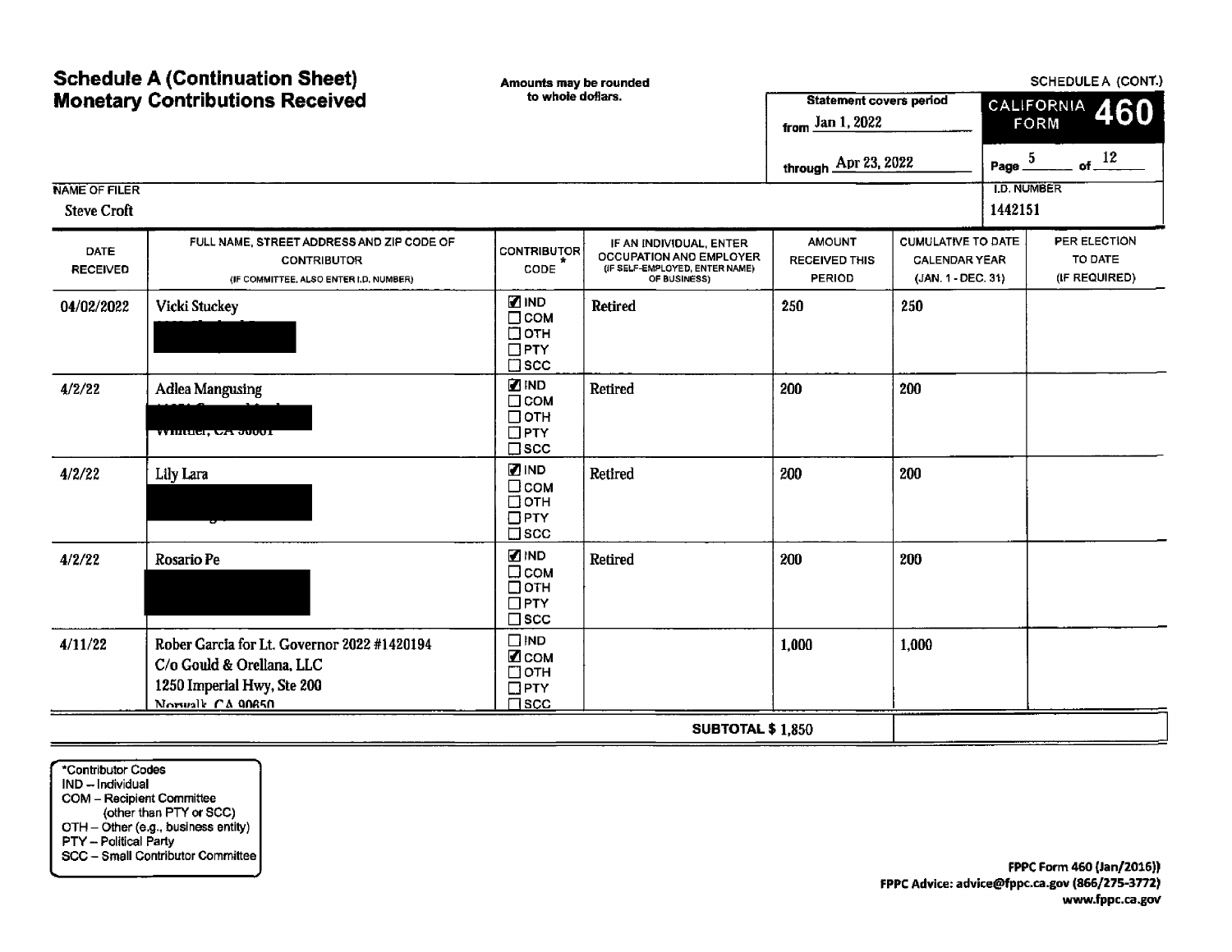# Schedule A (Continuation Sheet)
# Monetary Contributions Received

Amounts may be rounded to whole dollars.

SCHEDULE A (CONT.)

**CALIFORNIA FORM 460**

Statement covers period
from Jan 1, 2022
through Apr 23, 2022

Page 5 of 12

NAME OF FILER: Steve Croft

I.D. NUMBER: 1442151

| DATE RECEIVED | FULL NAME, STREET ADDRESS AND ZIP CODE OF CONTRIBUTOR (IF COMMITTEE, ALSO ENTER I.D. NUMBER) | CONTRIBUTOR CODE * | IF AN INDIVIDUAL, ENTER OCCUPATION AND EMPLOYER (IF SELF-EMPLOYED, ENTER NAME OF BUSINESS) | AMOUNT RECEIVED THIS PERIOD | CUMULATIVE TO DATE CALENDAR YEAR (JAN. 1 - DEC. 31) | PER ELECTION TO DATE (IF REQUIRED) |
|---|---|---|---|---|---|---|
| 04/02/2022 | Vicki Stuckey [REDACTED] | ☑ IND ☐ COM ☐ OTH ☐ PTY ☐ SCC | Retired | 250 | 250 | |
| 4/2/22 | Adlea Mangusing [REDACTED] Whittier, CA [REDACTED] | ☑ IND ☐ COM ☐ OTH ☐ PTY ☐ SCC | Retired | 200 | 200 | |
| 4/2/22 | Lily Lara [REDACTED] | ☑ IND ☐ COM ☐ OTH ☐ PTY ☐ SCC | Retired | 200 | 200 | |
| 4/2/22 | Rosario Pe [REDACTED] | ☑ IND ☐ COM ☐ OTH ☐ PTY ☐ SCC | Retired | 200 | 200 | |
| 4/11/22 | Rober Garcia for Lt. Governor 2022 #1420194 C/o Gould & Orellana, LLC 1250 Imperial Hwy, Ste 200 Norwalk, CA 90650 | ☐ IND ☑ COM ☐ OTH ☐ PTY ☐ SCC | | 1,000 | 1,000 | |
| | | | SUBTOTAL $ | 1,850 | | |

*Contributor Codes
IND – Individual
COM – Recipient Committee (other than PTY or SCC)
OTH – Other (e.g., business entity)
PTY – Political Party
SCC – Small Contributor Committee

FPPC Form 460 (Jan/2016))
FPPC Advice: advice@fppc.ca.gov (866/275-3772)
www.fppc.ca.gov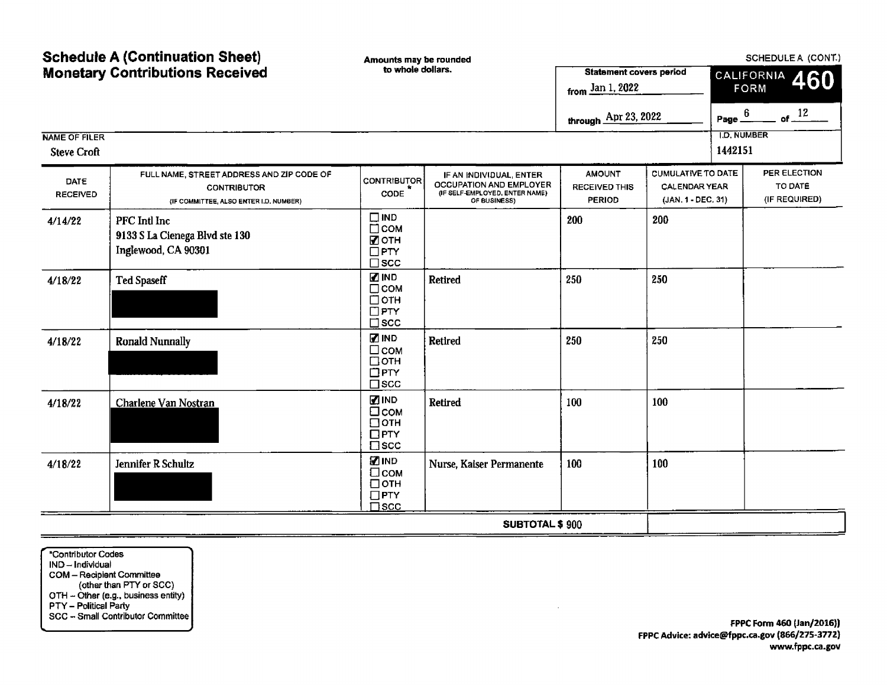# Schedule A (Continuation Sheet)
# Monetary Contributions Received

Amounts may be rounded to whole dollars.

SCHEDULE A (CONT.)

**CALIFORNIA FORM 460**

Statement covers period from Jan 1, 2022 through Apr 23, 2022

Page 6 of 12

NAME OF FILER: Steve Croft

I.D. NUMBER: 1442151

| DATE RECEIVED | FULL NAME, STREET ADDRESS AND ZIP CODE OF CONTRIBUTOR (IF COMMITTEE, ALSO ENTER I.D. NUMBER) | CONTRIBUTOR CODE * | IF AN INDIVIDUAL, ENTER OCCUPATION AND EMPLOYER (IF SELF-EMPLOYED, ENTER NAME OF BUSINESS) | AMOUNT RECEIVED THIS PERIOD | CUMULATIVE TO DATE CALENDAR YEAR (JAN. 1 - DEC. 31) | PER ELECTION TO DATE (IF REQUIRED) |
|---|---|---|---|---|---|---|
| 4/14/22 | PFC Intl Inc<br>9133 S La Cienega Blvd ste 130<br>Inglewood, CA 90301 | ☐ IND<br>☐ COM<br>☑ OTH<br>☐ PTY<br>☐ SCC | | 200 | 200 | |
| 4/18/22 | Ted Spaseff<br>[REDACTED] | ☑ IND<br>☐ COM<br>☐ OTH<br>☐ PTY<br>☐ SCC | Retired | 250 | 250 | |
| 4/18/22 | Ronald Nunnally<br>[REDACTED] | ☑ IND<br>☐ COM<br>☐ OTH<br>☐ PTY<br>☐ SCC | Retired | 250 | 250 | |
| 4/18/22 | Charlene Van Nostran<br>[REDACTED] | ☑ IND<br>☐ COM<br>☐ OTH<br>☐ PTY<br>☐ SCC | Retired | 100 | 100 | |
| 4/18/22 | Jennifer R Schultz<br>[REDACTED] | ☑ IND<br>☐ COM<br>☐ OTH<br>☐ PTY<br>☐ SCC | Nurse, Kaiser Permanente | 100 | 100 | |
| | | | **SUBTOTAL $** | 900 | | |

*Contributor Codes
IND – Individual
COM – Recipient Committee (other than PTY or SCC)
OTH – Other (e.g., business entity)
PTY – Political Party
SCC – Small Contributor Committee

FPPC Form 460 (Jan/2016))
FPPC Advice: advice@fppc.ca.gov (866/275-3772)
www.fppc.ca.gov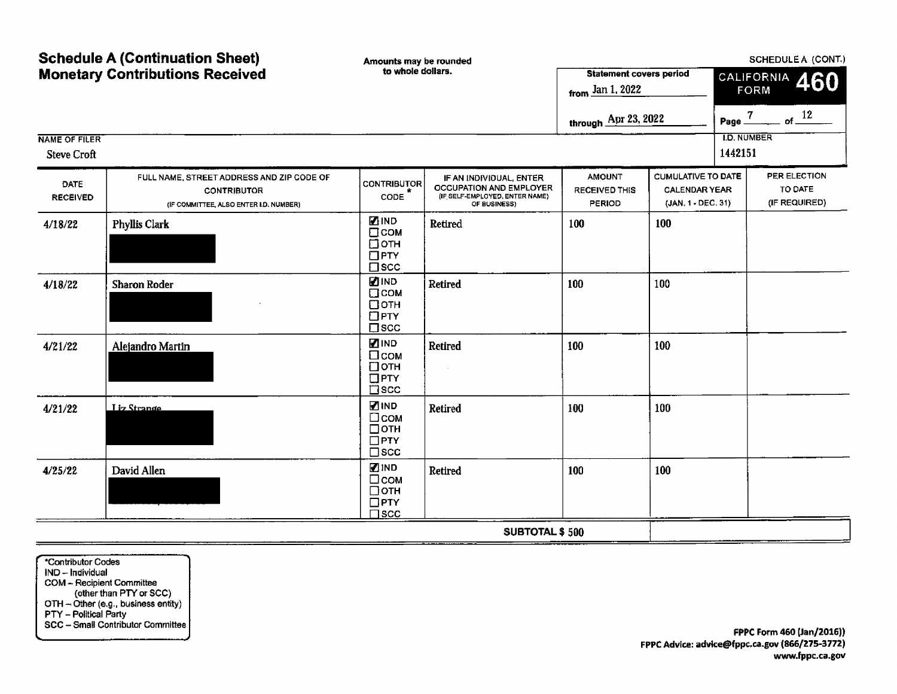# Schedule A (Continuation Sheet)
# Monetary Contributions Received

Amounts may be rounded to whole dollars.

SCHEDULE A (CONT.)

CALIFORNIA FORM **460**

Statement covers period
from Jan 1, 2022
through Apr 23, 2022

Page 7 of 12

NAME OF FILER
Steve Croft

I.D. NUMBER
1442151

| DATE RECEIVED | FULL NAME, STREET ADDRESS AND ZIP CODE OF CONTRIBUTOR (IF COMMITTEE, ALSO ENTER I.D. NUMBER) | CONTRIBUTOR CODE * | IF AN INDIVIDUAL, ENTER OCCUPATION AND EMPLOYER (IF SELF-EMPLOYED, ENTER NAME) OF BUSINESS) | AMOUNT RECEIVED THIS PERIOD | CUMULATIVE TO DATE CALENDAR YEAR (JAN. 1 - DEC. 31) | PER ELECTION TO DATE (IF REQUIRED) |
|---|---|---|---|---|---|---|
| 4/18/22 | Phyllis Clark | ☑ IND ☐ COM ☐ OTH ☐ PTY ☐ SCC | Retired | 100 | 100 | |
| 4/18/22 | Sharon Roder | ☑ IND ☐ COM ☐ OTH ☐ PTY ☐ SCC | Retired | 100 | 100 | |
| 4/21/22 | Alejandro Martin | ☑ IND ☐ COM ☐ OTH ☐ PTY ☐ SCC | Retired | 100 | 100 | |
| 4/21/22 | Liz Strange | ☑ IND ☐ COM ☐ OTH ☐ PTY ☐ SCC | Retired | 100 | 100 | |
| 4/25/22 | David Allen | ☑ IND ☐ COM ☐ OTH ☐ PTY ☐ SCC | Retired | 100 | 100 | |
| | | | SUBTOTAL $ | 500 | | |

*Contributor Codes
IND – Individual
COM – Recipient Committee (other than PTY or SCC)
OTH – Other (e.g., business entity)
PTY – Political Party
SCC – Small Contributor Committee

FPPC Form 460 (Jan/2016))
FPPC Advice: advice@fppc.ca.gov (866/275-3772)
www.fppc.ca.gov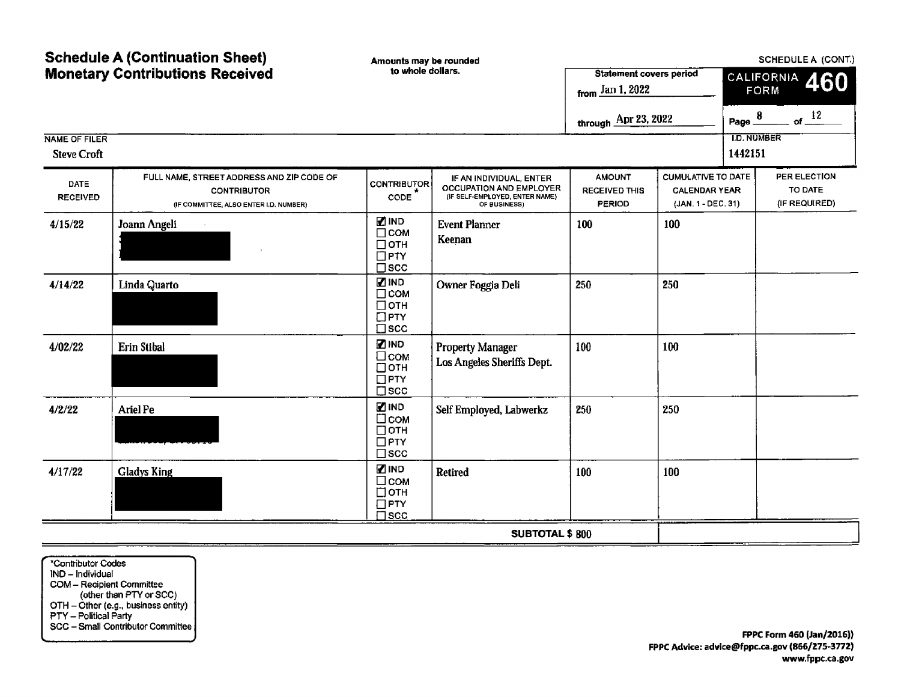# Schedule A (Continuation Sheet)
# Monetary Contributions Received

Amounts may be rounded to whole dollars.

SCHEDULE A (CONT.)

**CALIFORNIA FORM 460**

Statement covers period from Jan 1, 2022 through Apr 23, 2022

Page 8 of 12

NAME OF FILER: Steve Croft

I.D. NUMBER: 1442151

| DATE RECEIVED | FULL NAME, STREET ADDRESS AND ZIP CODE OF CONTRIBUTOR (IF COMMITTEE, ALSO ENTER I.D. NUMBER) | CONTRIBUTOR CODE * | IF AN INDIVIDUAL, ENTER OCCUPATION AND EMPLOYER (IF SELF-EMPLOYED, ENTER NAME OF BUSINESS) | AMOUNT RECEIVED THIS PERIOD | CUMULATIVE TO DATE CALENDAR YEAR (JAN. 1 - DEC. 31) | PER ELECTION TO DATE (IF REQUIRED) |
|---|---|---|---|---|---|---|
| 4/15/22 | Joann Angeli [REDACTED] | ☑ IND ☐ COM ☐ OTH ☐ PTY ☐ SCC | Event Planner Keenan | 100 | 100 | |
| 4/14/22 | Linda Quarto [REDACTED] | ☑ IND ☐ COM ☐ OTH ☐ PTY ☐ SCC | Owner Foggia Deli | 250 | 250 | |
| 4/02/22 | Erin Stibal [REDACTED] | ☑ IND ☐ COM ☐ OTH ☐ PTY ☐ SCC | Property Manager Los Angeles Sheriffs Dept. | 100 | 100 | |
| 4/2/22 | Ariel Pe [REDACTED] | ☑ IND ☐ COM ☐ OTH ☐ PTY ☐ SCC | Self Employed, Labwerkz | 250 | 250 | |
| 4/17/22 | Gladys King [REDACTED] | ☑ IND ☐ COM ☐ OTH ☐ PTY ☐ SCC | Retired | 100 | 100 | |
| | | | **SUBTOTAL $** | 800 | | |

*Contributor Codes
IND – Individual
COM – Recipient Committee (other than PTY or SCC)
OTH – Other (e.g., business entity)
PTY – Political Party
SCC – Small Contributor Committee

FPPC Form 460 (Jan/2016))
FPPC Advice: advice@fppc.ca.gov (866/275-3772)
www.fppc.ca.gov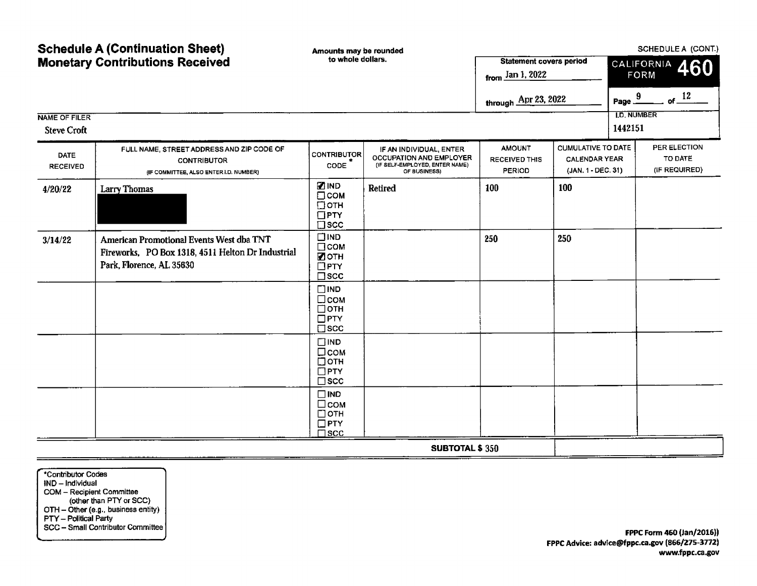# Schedule A (Continuation Sheet)
# Monetary Contributions Received

Amounts may be rounded to whole dollars.

SCHEDULE A (CONT.)

CALIFORNIA FORM **460**

Statement covers period from Jan 1, 2022 through Apr 23, 2022

Page 9 of 12

NAME OF FILER: Steve Croft

I.D. NUMBER: 1442151

| DATE RECEIVED | FULL NAME, STREET ADDRESS AND ZIP CODE OF CONTRIBUTOR (IF COMMITTEE, ALSO ENTER I.D. NUMBER) | CONTRIBUTOR CODE * | IF AN INDIVIDUAL, ENTER OCCUPATION AND EMPLOYER (IF SELF-EMPLOYED, ENTER NAME) OF BUSINESS) | AMOUNT RECEIVED THIS PERIOD | CUMULATIVE TO DATE CALENDAR YEAR (JAN. 1 - DEC. 31) | PER ELECTION TO DATE (IF REQUIRED) |
|---|---|---|---|---|---|---|
| 4/20/22 | Larry Thomas [REDACTED] | ☑ IND ☐ COM ☐ OTH ☐ PTY ☐ SCC | Retired | 100 | 100 | |
| 3/14/22 | American Promotional Events West dba TNT Fireworks, PO Box 1318, 4511 Helton Dr Industrial Park, Florence, AL 35630 | ☐ IND ☐ COM ☑ OTH ☐ PTY ☐ SCC | | 250 | 250 | |
| | | ☐ IND ☐ COM ☐ OTH ☐ PTY ☐ SCC | | | | |
| | | ☐ IND ☐ COM ☐ OTH ☐ PTY ☐ SCC | | | | |
| | | ☐ IND ☐ COM ☐ OTH ☐ PTY ☐ SCC | | | | |
| | | | SUBTOTAL $ | 350 | | |

*Contributor Codes
IND – Individual
COM – Recipient Committee (other than PTY or SCC)
OTH – Other (e.g., business entity)
PTY – Political Party
SCC – Small Contributor Committee

FPPC Form 460 (Jan/2016))
FPPC Advice: advice@fppc.ca.gov (866/275-3772)
www.fppc.ca.gov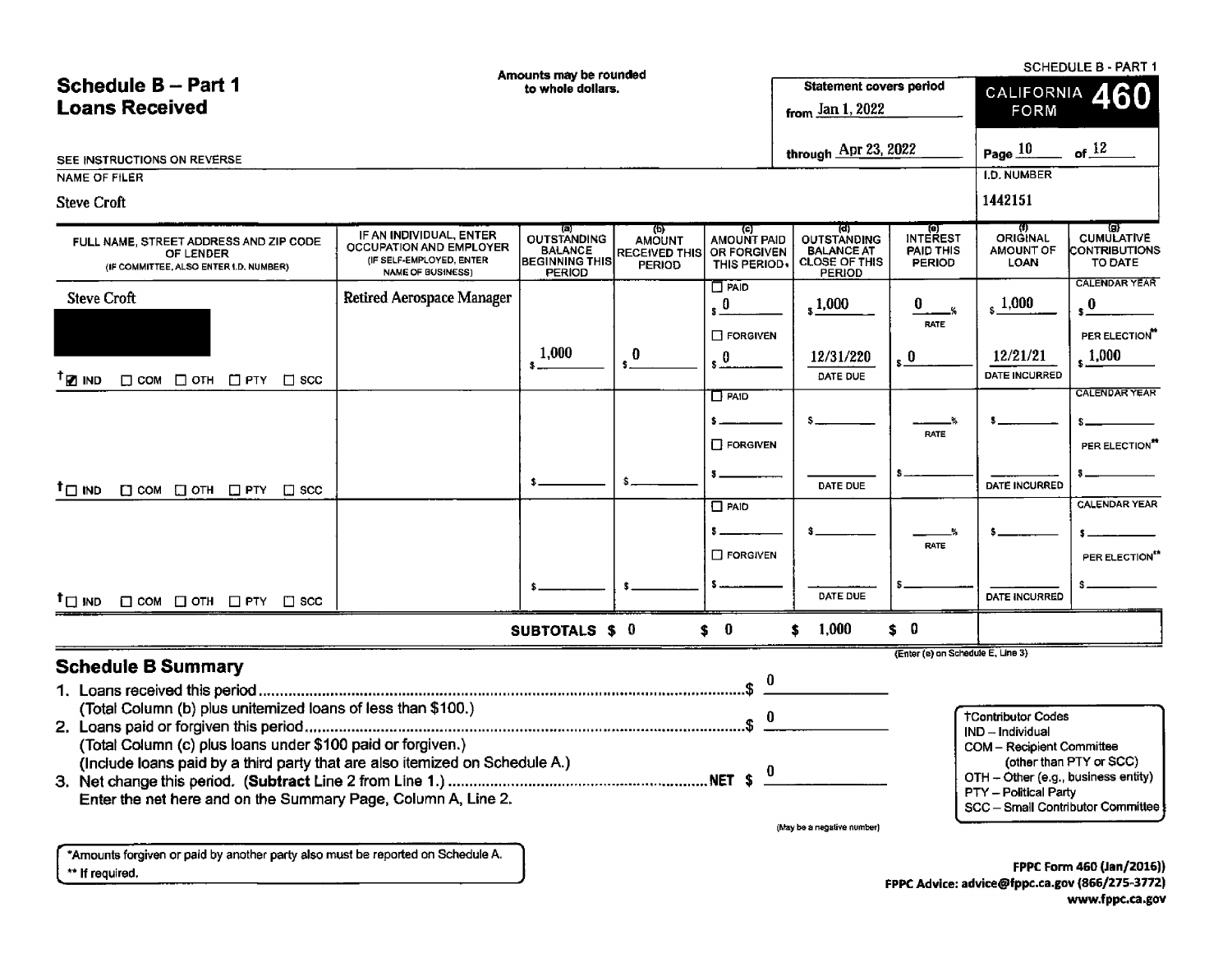SCHEDULE B - PART 1

# Schedule B – Part 1
## Loans Received

Amounts may be rounded to whole dollars.

SEE INSTRUCTIONS ON REVERSE

Statement covers period from Jan 1, 2022 through Apr 23, 2022

CALIFORNIA FORM 460

NAME OF FILER: Steve Croft

I.D. NUMBER: 1442151

| FULL NAME, STREET ADDRESS AND ZIP CODE OF LENDER (IF COMMITTEE, ALSO ENTER I.D. NUMBER) | IF AN INDIVIDUAL, ENTER OCCUPATION AND EMPLOYER (IF SELF-EMPLOYED, ENTER NAME OF BUSINESS) | (a) OUTSTANDING BALANCE BEGINNING THIS PERIOD | (b) AMOUNT RECEIVED THIS PERIOD | (c) AMOUNT PAID OR FORGIVEN THIS PERIOD* | (d) OUTSTANDING BALANCE AT CLOSE OF THIS PERIOD | (e) INTEREST PAID THIS PERIOD | (f) ORIGINAL AMOUNT OF LOAN | (g) CUMULATIVE CONTRIBUTIONS TO DATE |
|---|---|---|---|---|---|---|---|---|
| Steve Croft [REDACTED] ☑ IND ☐ COM ☐ OTH ☐ PTY ☐ SCC | Retired Aerospace Manager | $ 1,000 | $ 0 | ☐ PAID $ 0 ☐ FORGIVEN $ 0 | $ 1,000 DATE DUE 12/31/220 | 0 % RATE $ 0 | $ 1,000 DATE INCURRED 12/21/21 | CALENDAR YEAR $ 0 PER ELECTION** $ 1,000 |
| ☐ IND ☐ COM ☐ OTH ☐ PTY ☐ SCC | | $ | $ | ☐ PAID $ ☐ FORGIVEN $ | $ DATE DUE | % RATE $ | $ DATE INCURRED | CALENDAR YEAR $ PER ELECTION** $ |
| ☐ IND ☐ COM ☐ OTH ☐ PTY ☐ SCC | | $ | $ | ☐ PAID $ ☐ FORGIVEN $ | $ DATE DUE | % RATE $ | $ DATE INCURRED | CALENDAR YEAR $ PER ELECTION** $ |
| | SUBTOTALS | $ 0 | | $ 0 | $ 1,000 | $ 0 | | |

(Enter (e) on Schedule E, Line 3)

## Schedule B Summary

1. Loans received this period .................................................. $ 0
   (Total Column (b) plus unitemized loans of less than $100.)
2. Loans paid or forgiven this period .................................................. $ 0
   (Total Column (c) plus loans under $100 paid or forgiven.)
   (Include loans paid by a third party that are also itemized on Schedule A.)
3. Net change this period. (**Subtract** Line 2 from Line 1.) .................................................. NET $ 0
   Enter the net here and on the Summary Page, Column A, Line 2.

(May be a negative number)

†Contributor Codes
- IND – Individual
- COM – Recipient Committee (other than PTY or SCC)
- OTH – Other (e.g., business entity)
- PTY – Political Party
- SCC – Small Contributor Committee

*Amounts forgiven or paid by another party also must be reported on Schedule A.
** If required.

FPPC Form 460 (Jan/2016))
FPPC Advice: advice@fppc.ca.gov (866/275-3772)
www.fppc.ca.gov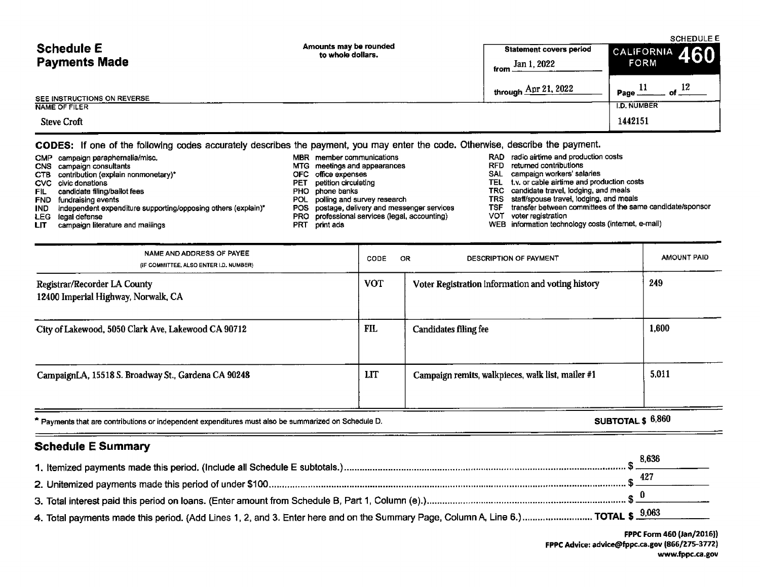# Schedule E
## Payments Made

Amounts may be rounded to whole dollars.

SEE INSTRUCTIONS ON REVERSE

| Statement covers period | |
|---|---|
| from | Jan 1, 2022 |
| through | Apr 21, 2022 |

SCHEDULE E
CALIFORNIA FORM 460

Page 11 of 12

| NAME OF FILER | I.D. NUMBER |
|---|---|
| Steve Croft | 1442151 |

**CODES:** If one of the following codes accurately describes the payment, you may enter the code. Otherwise, describe the payment.

- CMP campaign paraphernalia/misc.
- CNS campaign consultants
- CTB contribution (explain nonmonetary)*
- CVC civic donations
- FIL candidate filing/ballot fees
- FND fundraising events
- IND independent expenditure supporting/opposing others (explain)*
- LEG legal defense
- LIT campaign literature and mailings
- MBR member communications
- MTG meetings and appearances
- OFC office expenses
- PET petition circulating
- PHO phone banks
- POL polling and survey research
- POS postage, delivery and messenger services
- PRO professional services (legal, accounting)
- PRT print ads
- RAD radio airtime and production costs
- RFD returned contributions
- SAL campaign workers' salaries
- TEL t.v. or cable airtime and production costs
- TRC candidate travel, lodging, and meals
- TRS staff/spouse travel, lodging, and meals
- TSF transfer between committees of the same candidate/sponsor
- VOT voter registration
- WEB information technology costs (internet, e-mail)

| NAME AND ADDRESS OF PAYEE (IF COMMITTEE, ALSO ENTER I.D. NUMBER) | CODE | OR DESCRIPTION OF PAYMENT | AMOUNT PAID |
|---|---|---|---|
| Registrar/Recorder LA County 12400 Imperial Highway, Norwalk, CA | VOT | Voter Registration information and voting history | 249 |
| City of Lakewood, 5050 Clark Ave, Lakewood CA 90712 | FIL | Candidates filing fee | 1,600 |
| CampaignLA, 15518 S. Broadway St., Gardena CA 90248 | LIT | Campaign remits, walkpieces, walk list, mailer #1 | 5,011 |

* Payments that are contributions or independent expenditures must also be summarized on Schedule D.

**SUBTOTAL $** 6,860

## Schedule E Summary

1. Itemized payments made this period. (Include all Schedule E subtotals.) $ 8,636
2. Unitemized payments made this period of under $100 $ 427
3. Total interest paid this period on loans. (Enter amount from Schedule B, Part 1, Column (e).) $ 0
4. Total payments made this period. (Add Lines 1, 2, and 3. Enter here and on the Summary Page, Column A, Line 6.) **TOTAL $** 9,063

FPPC Form 460 (Jan/2016))
FPPC Advice: advice@fppc.ca.gov (866/275-3772)
www.fppc.ca.gov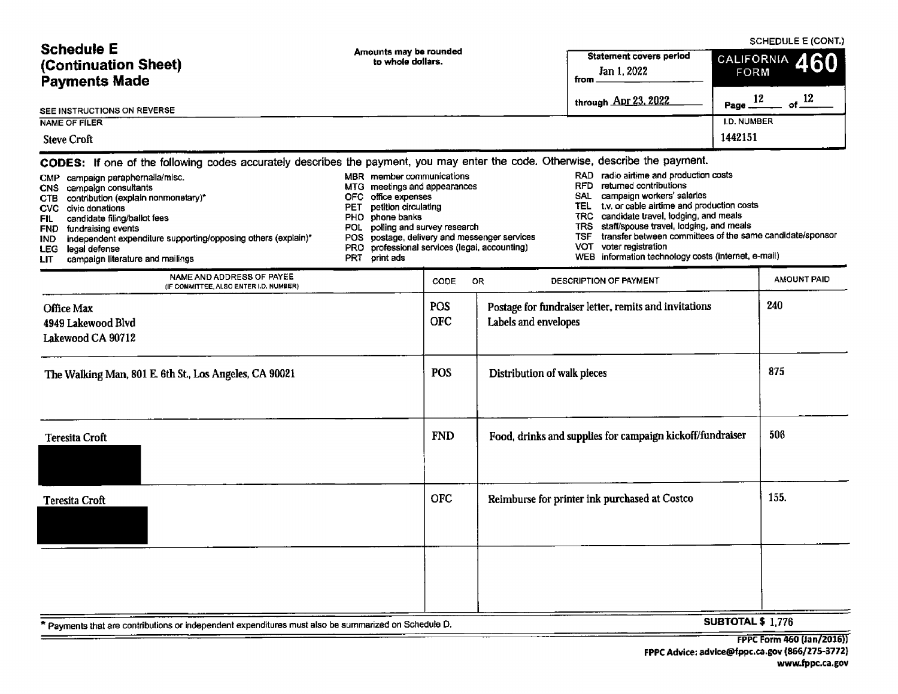SCHEDULE E (CONT.)

# Schedule E (Continuation Sheet) Payments Made

Amounts may be rounded to whole dollars.

Statement covers period from Jan 1, 2022 through Apr 23, 2022

CALIFORNIA FORM **460**

Page 12 of 12

SEE INSTRUCTIONS ON REVERSE

NAME OF FILER: Steve Croft

I.D. NUMBER: 1442151

**CODES:** If one of the following codes accurately describes the payment, you may enter the code. Otherwise, describe the payment.

- CMP campaign paraphernalia/misc.
- CNS campaign consultants
- CTB contribution (explain nonmonetary)*
- CVC civic donations
- FIL candidate filing/ballot fees
- FND fundraising events
- IND independent expenditure supporting/opposing others (explain)*
- LEG legal defense
- LIT campaign literature and mailings
- MBR member communications
- MTG meetings and appearances
- OFC office expenses
- PET petition circulating
- PHO phone banks
- POL polling and survey research
- POS postage, delivery and messenger services
- PRO professional services (legal, accounting)
- PRT print ads
- RAD radio airtime and production costs
- RFD returned contributions
- SAL campaign workers' salaries
- TEL t.v. or cable airtime and production costs
- TRC candidate travel, lodging, and meals
- TRS staff/spouse travel, lodging, and meals
- TSF transfer between committees of the same candidate/sponsor
- VOT voter registration
- WEB information technology costs (internet, e-mail)

| NAME AND ADDRESS OF PAYEE (IF COMMITTEE, ALSO ENTER I.D. NUMBER) | CODE | OR DESCRIPTION OF PAYMENT | AMOUNT PAID |
|---|---|---|---|
| Office Max 4949 Lakewood Blvd Lakewood CA 90712 | POS OFC | Postage for fundraiser letter, remits and invitations Labels and envelopes | 240 |
| The Walking Man, 801 E. 6th St., Los Angeles, CA 90021 | POS | Distribution of walk pieces | 875 |
| Teresita Croft | FND | Food, drinks and supplies for campaign kickoff/fundraiser | 506 |
| Teresita Croft | OFC | Reimburse for printer ink purchased at Costco | 155. |
| | | | |

\* Payments that are contributions or independent expenditures must also be summarized on Schedule D.

**SUBTOTAL $** 1,776

FPPC Form 460 (Jan/2016)
FPPC Advice: advice@fppc.ca.gov (866/275-3772)
www.fppc.ca.gov